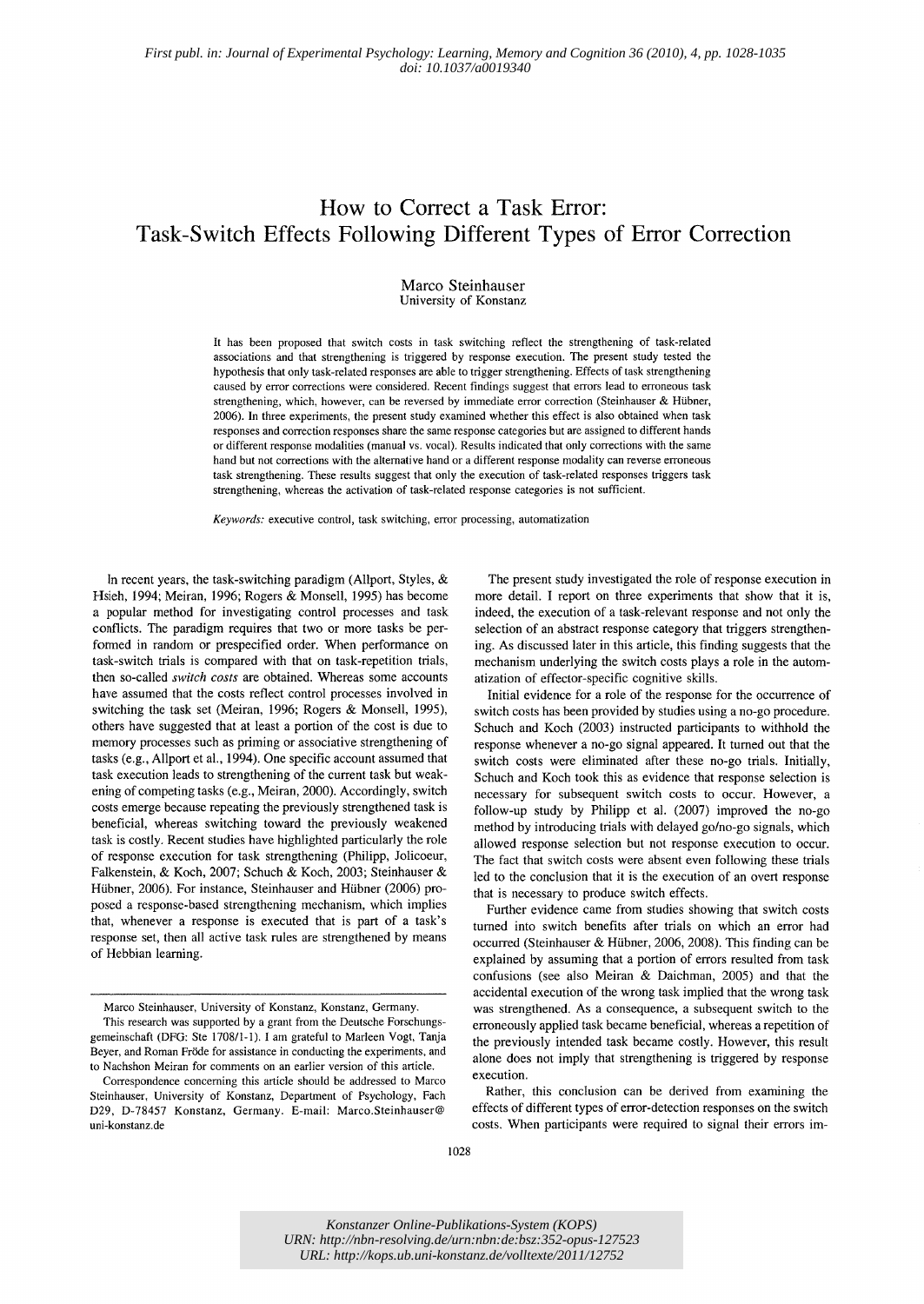*First publ. in: Journal of Experimental Psychology: Learning, Memory and Cognition 36 (2010), 4, pp. 1028-1035*
*doi: 10.1037/a0019340*

# How to Correct a Task Error: Task-Switch Effects Following Different Types of Error Correction

Marco Steinhauser
University of Konstanz

It has been proposed that switch costs in task switching reflect the strengthening of task-related associations and that strengthening is triggered by response execution. The present study tested the hypothesis that only task-related responses are able to trigger strengthening. Effects of task strengthening caused by error corrections were considered. Recent findings suggest that errors lead to erroneous task strengthening, which, however, can be reversed by immediate error correction (Steinhauser & Hübner, 2006). In three experiments, the present study examined whether this effect is also obtained when task responses and correction responses share the same response categories but are assigned to different hands or different response modalities (manual vs. vocal). Results indicated that only corrections with the same hand but not corrections with the alternative hand or a different response modality can reverse erroneous task strengthening. These results suggest that only the execution of task-related responses triggers task strengthening, whereas the activation of task-related response categories is not sufficient.

*Keywords:* executive control, task switching, error processing, automatization

In recent years, the task-switching paradigm (Allport, Styles, & Hsieh, 1994; Meiran, 1996; Rogers & Monsell, 1995) has become a popular method for investigating control processes and task conflicts. The paradigm requires that two or more tasks be performed in random or prespecified order. When performance on task-switch trials is compared with that on task-repetition trials, then so-called *switch costs* are obtained. Whereas some accounts have assumed that the costs reflect control processes involved in switching the task set (Meiran, 1996; Rogers & Monsell, 1995), others have suggested that at least a portion of the cost is due to memory processes such as priming or associative strengthening of tasks (e.g., Allport et al., 1994). One specific account assumed that task execution leads to strengthening of the current task but weakening of competing tasks (e.g., Meiran, 2000). Accordingly, switch costs emerge because repeating the previously strengthened task is beneficial, whereas switching toward the previously weakened task is costly. Recent studies have highlighted particularly the role of response execution for task strengthening (Philipp, Jolicoeur, Falkenstein, & Koch, 2007; Schuch & Koch, 2003; Steinhauser & Hübner, 2006). For instance, Steinhauser and Hübner (2006) proposed a response-based strengthening mechanism, which implies that, whenever a response is executed that is part of a task's response set, then all active task rules are strengthened by means of Hebbian learning.

Marco Steinhauser, University of Konstanz, Konstanz, Germany.

This research was supported by a grant from the Deutsche Forschungsgemeinschaft (DFG: Ste 1708/1-1). I am grateful to Marleen Vogt, Tanja Beyer, and Roman Fröde for assistance in conducting the experiments, and to Nachshon Meiran for comments on an earlier version of this article.

Correspondence concerning this article should be addressed to Marco Steinhauser, University of Konstanz, Department of Psychology, Fach D29, D-78457 Konstanz, Germany. E-mail: Marco.Steinhauser@uni-konstanz.de

The present study investigated the role of response execution in more detail. I report on three experiments that show that it is, indeed, the execution of a task-relevant response and not only the selection of an abstract response category that triggers strengthening. As discussed later in this article, this finding suggests that the mechanism underlying the switch costs plays a role in the automatization of effector-specific cognitive skills.

Initial evidence for a role of the response for the occurrence of switch costs has been provided by studies using a no-go procedure. Schuch and Koch (2003) instructed participants to withhold the response whenever a no-go signal appeared. It turned out that the switch costs were eliminated after these no-go trials. Initially, Schuch and Koch took this as evidence that response selection is necessary for subsequent switch costs to occur. However, a follow-up study by Philipp et al. (2007) improved the no-go method by introducing trials with delayed go/no-go signals, which allowed response selection but not response execution to occur. The fact that switch costs were absent even following these trials led to the conclusion that it is the execution of an overt response that is necessary to produce switch effects.

Further evidence came from studies showing that switch costs turned into switch benefits after trials on which an error had occurred (Steinhauser & Hübner, 2006, 2008). This finding can be explained by assuming that a portion of errors resulted from task confusions (see also Meiran & Daichman, 2005) and that the accidental execution of the wrong task implied that the wrong task was strengthened. As a consequence, a subsequent switch to the erroneously applied task became beneficial, whereas a repetition of the previously intended task became costly. However, this result alone does not imply that strengthening is triggered by response execution.

Rather, this conclusion can be derived from examining the effects of different types of error-detection responses on the switch costs. When participants were required to signal their errors im-

Konstanzer Online-Publikations-System (KOPS)
URN: http://nbn-resolving.de/urn:nbn:de:bsz:352-opus-127523
URL: http://kops.ub.uni-konstanz.de/volltexte/2011/12752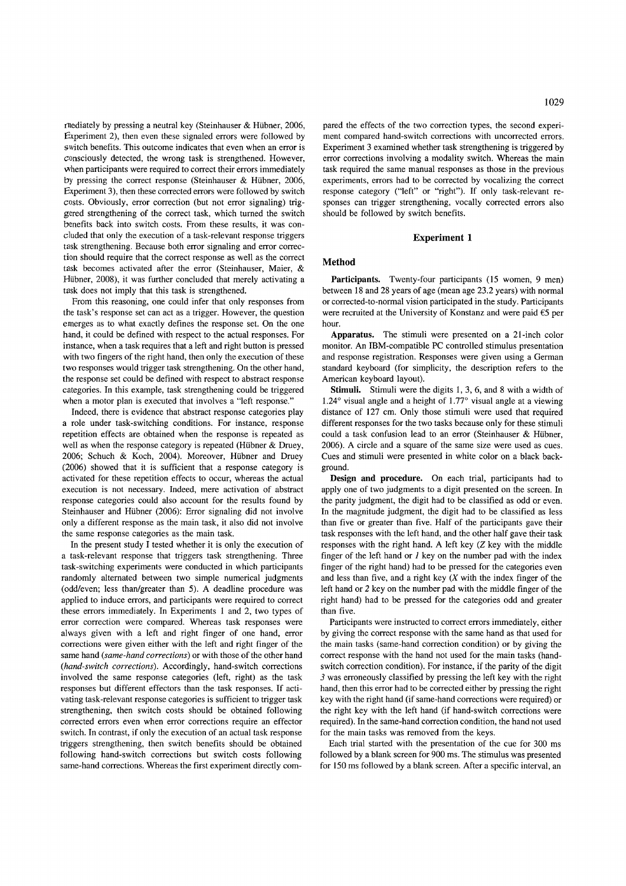mediately by pressing a neutral key (Steinhauser & Hübner, 2006, Experiment 2), then even these signaled errors were followed by switch benefits. This outcome indicates that even when an error is consciously detected, the wrong task is strengthened. However, when participants were required to correct their errors immediately by pressing the correct response (Steinhauser & Hübner, 2006, Experiment 3), then these corrected errors were followed by switch costs. Obviously, error correction (but not error signaling) triggered strengthening of the correct task, which turned the switch benefits back into switch costs. From these results, it was concluded that only the execution of a task-relevant response triggers task strengthening. Because both error signaling and error correction should require that the correct response as well as the correct task becomes activated after the error (Steinhauser, Maier, & Hübner, 2008), it was further concluded that merely activating a task does not imply that this task is strengthened.

From this reasoning, one could infer that only responses from the task's response set can act as a trigger. However, the question emerges as to what exactly defines the response set. On the one hand, it could be defined with respect to the actual responses. For instance, when a task requires that a left and right button is pressed with two fingers of the right hand, then only the execution of these two responses would trigger task strengthening. On the other hand, the response set could be defined with respect to abstract response categories. In this example, task strengthening could be triggered when a motor plan is executed that involves a "left response."

Indeed, there is evidence that abstract response categories play a role under task-switching conditions. For instance, response repetition effects are obtained when the response is repeated as well as when the response category is repeated (Hübner & Druey, 2006; Schuch & Koch, 2004). Moreover, Hübner and Druey (2006) showed that it is sufficient that a response category is activated for these repetition effects to occur, whereas the actual execution is not necessary. Indeed, mere activation of abstract response categories could also account for the results found by Steinhauser and Hübner (2006): Error signaling did not involve only a different response as the main task, it also did not involve the same response categories as the main task.

In the present study I tested whether it is only the execution of a task-relevant response that triggers task strengthening. Three task-switching experiments were conducted in which participants randomly alternated between two simple numerical judgments (odd/even; less than/greater than 5). A deadline procedure was applied to induce errors, and participants were required to correct these errors immediately. In Experiments 1 and 2, two types of error correction were compared. Whereas task responses were always given with a left and right finger of one hand, error corrections were given either with the left and right finger of the same hand (*same-hand corrections*) or with those of the other hand (*hand-switch corrections*). Accordingly, hand-switch corrections involved the same response categories (left, right) as the task responses but different effectors than the task responses. If activating task-relevant response categories is sufficient to trigger task strengthening, then switch costs should be obtained following corrected errors even when error corrections require an effector switch. In contrast, if only the execution of an actual task response triggers strengthening, then switch benefits should be obtained following hand-switch corrections but switch costs following same-hand corrections. Whereas the first experiment directly compared the effects of the two correction types, the second experiment compared hand-switch corrections with uncorrected errors. Experiment 3 examined whether task strengthening is triggered by error corrections involving a modality switch. Whereas the main task required the same manual responses as those in the previous experiments, errors had to be corrected by vocalizing the correct response category ("left" or "right"). If only task-relevant responses can trigger strengthening, vocally corrected errors also should be followed by switch benefits.

## Experiment 1

### Method

**Participants.** Twenty-four participants (15 women, 9 men) between 18 and 28 years of age (mean age 23.2 years) with normal or corrected-to-normal vision participated in the study. Participants were recruited at the University of Konstanz and were paid €5 per hour.

**Apparatus.** The stimuli were presented on a 21-inch color monitor. An IBM-compatible PC controlled stimulus presentation and response registration. Responses were given using a German standard keyboard (for simplicity, the description refers to the American keyboard layout).

**Stimuli.** Stimuli were the digits 1, 3, 6, and 8 with a width of 1.24° visual angle and a height of 1.77° visual angle at a viewing distance of 127 cm. Only those stimuli were used that required different responses for the two tasks because only for these stimuli could a task confusion lead to an error (Steinhauser & Hübner, 2006). A circle and a square of the same size were used as cues. Cues and stimuli were presented in white color on a black background.

**Design and procedure.** On each trial, participants had to apply one of two judgments to a digit presented on the screen. In the parity judgment, the digit had to be classified as odd or even. In the magnitude judgment, the digit had to be classified as less than five or greater than five. Half of the participants gave their task responses with the left hand, and the other half gave their task responses with the right hand. A left key (*Z* key with the middle finger of the left hand or *1* key on the number pad with the index finger of the right hand) had to be pressed for the categories even and less than five, and a right key (*X* with the index finger of the left hand or *2* key on the number pad with the middle finger of the right hand) had to be pressed for the categories odd and greater than five.

Participants were instructed to correct errors immediately, either by giving the correct response with the same hand as that used for the main tasks (same-hand correction condition) or by giving the correct response with the hand not used for the main tasks (hand-switch correction condition). For instance, if the parity of the digit *3* was erroneously classified by pressing the left key with the right hand, then this error had to be corrected either by pressing the right key with the right hand (if same-hand corrections were required) or the right key with the left hand (if hand-switch corrections were required). In the same-hand correction condition, the hand not used for the main tasks was removed from the keys.

Each trial started with the presentation of the cue for 300 ms followed by a blank screen for 900 ms. The stimulus was presented for 150 ms followed by a blank screen. After a specific interval, an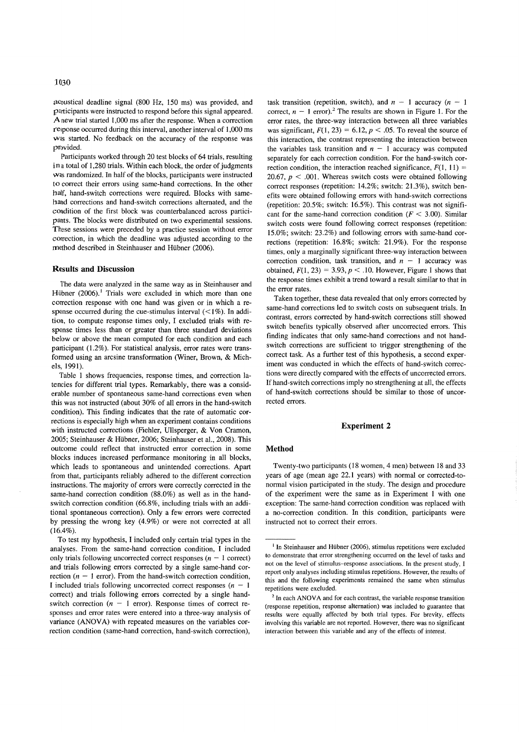acoustical deadline signal (800 Hz, 150 ms) was provided, and participants were instructed to respond before this signal appeared. A new trial started 1,000 ms after the response. When a correction response occurred during this interval, another interval of 1,000 ms was started. No feedback on the accuracy of the response was provided.

Participants worked through 20 test blocks of 64 trials, resulting in a total of 1,280 trials. Within each block, the order of judgments was randomized. In half of the blocks, participants were instructed to correct their errors using same-hand corrections. In the other half, hand-switch corrections were required. Blocks with same-hand corrections and hand-switch corrections alternated, and the condition of the first block was counterbalanced across participants. The blocks were distributed on two experimental sessions. These sessions were preceded by a practice session without error correction, in which the deadline was adjusted according to the method described in Steinhauser and Hübner (2006).

## Results and Discussion

The data were analyzed in the same way as in Steinhauser and Hübner (2006).[1] Trials were excluded in which more than one correction response with one hand was given or in which a response occurred during the cue-stimulus interval (<1%). In addition, to compute response times only, I excluded trials with response times less than or greater than three standard deviations below or above the mean computed for each condition and each participant (1.2%). For statistical analysis, error rates were transformed using an arcsine transformation (Winer, Brown, & Michels, 1991).

Table 1 shows frequencies, response times, and correction latencies for different trial types. Remarkably, there was a considerable number of spontaneous same-hand corrections even when this was not instructed (about 30% of all errors in the hand-switch condition). This finding indicates that the rate of automatic corrections is especially high when an experiment contains conditions with instructed corrections (Fiehler, Ullsperger, & Von Cramon, 2005; Steinhauser & Hübner, 2006; Steinhauser et al., 2008). This outcome could reflect that instructed error correction in some blocks induces increased performance monitoring in all blocks, which leads to spontaneous and unintended corrections. Apart from that, participants reliably adhered to the different correction instructions. The majority of errors were correctly corrected in the same-hand correction condition (88.0%) as well as in the hand-switch correction condition (66.8%, including trials with an additional spontaneous correction). Only a few errors were corrected by pressing the wrong key (4.9%) or were not corrected at all (16.4%).

To test my hypothesis, I included only certain trial types in the analyses. From the same-hand correction condition, I included only trials following uncorrected correct responses ($n-1$ correct) and trials following errors corrected by a single same-hand correction ($n-1$ error). From the hand-switch correction condition, I included trials following uncorrected correct responses ($n-1$ correct) and trials following errors corrected by a single hand-switch correction ($n-1$ error). Response times of correct responses and error rates were entered into a three-way analysis of variance (ANOVA) with repeated measures on the variables correction condition (same-hand correction, hand-switch correction), task transition (repetition, switch), and $n-1$ accuracy ($n-1$ correct, $n-1$ error).[2] The results are shown in Figure 1. For the error rates, the three-way interaction between all three variables was significant, $F(1, 23) = 6.12$, $p < .05$. To reveal the source of this interaction, the contrast representing the interaction between the variables task transition and $n-1$ accuracy was computed separately for each correction condition. For the hand-switch correction condition, the interaction reached significance, $F(1, 11) = 20.67$, $p < .001$. Whereas switch costs were obtained following correct responses (repetition: 14.2%; switch: 21.3%), switch benefits were obtained following errors with hand-switch corrections (repetition: 20.5%; switch: 16.5%). This contrast was not significant for the same-hand correction condition ($F < 3.00$). Similar switch costs were found following correct responses (repetition: 15.0%; switch: 23.2%) and following errors with same-hand corrections (repetition: 16.8%; switch: 21.9%). For the response times, only a marginally significant three-way interaction between correction condition, task transition, and $n-1$ accuracy was obtained, $F(1, 23) = 3.93$, $p < .10$. However, Figure 1 shows that the response times exhibit a trend toward a result similar to that in the error rates.

Taken together, these data revealed that only errors corrected by same-hand corrections led to switch costs on subsequent trials. In contrast, errors corrected by hand-switch corrections still showed switch benefits typically observed after uncorrected errors. This finding indicates that only same-hand corrections and not hand-switch corrections are sufficient to trigger strengthening of the correct task. As a further test of this hypothesis, a second experiment was conducted in which the effects of hand-switch corrections were directly compared with the effects of uncorrected errors. If hand-switch corrections imply no strengthening at all, the effects of hand-switch corrections should be similar to those of uncorrected errors.

# Experiment 2

## Method

Twenty-two participants (18 women, 4 men) between 18 and 33 years of age (mean age 22.1 years) with normal or corrected-to-normal vision participated in the study. The design and procedure of the experiment were the same as in Experiment 1 with one exception: The same-hand correction condition was replaced with a no-correction condition. In this condition, participants were instructed not to correct their errors.

---

[1] In Steinhauser and Hübner (2006), stimulus repetitions were excluded to demonstrate that error strengthening occurred on the level of tasks and not on the level of stimulus–response associations. In the present study, I report only analyses including stimulus repetitions. However, the results of this and the following experiments remained the same when stimulus repetitions were excluded.

[2] In each ANOVA and for each contrast, the variable response transition (response repetition, response alternation) was included to guarantee that results were equally affected by both trial types. For brevity, effects involving this variable are not reported. However, there was no significant interaction between this variable and any of the effects of interest.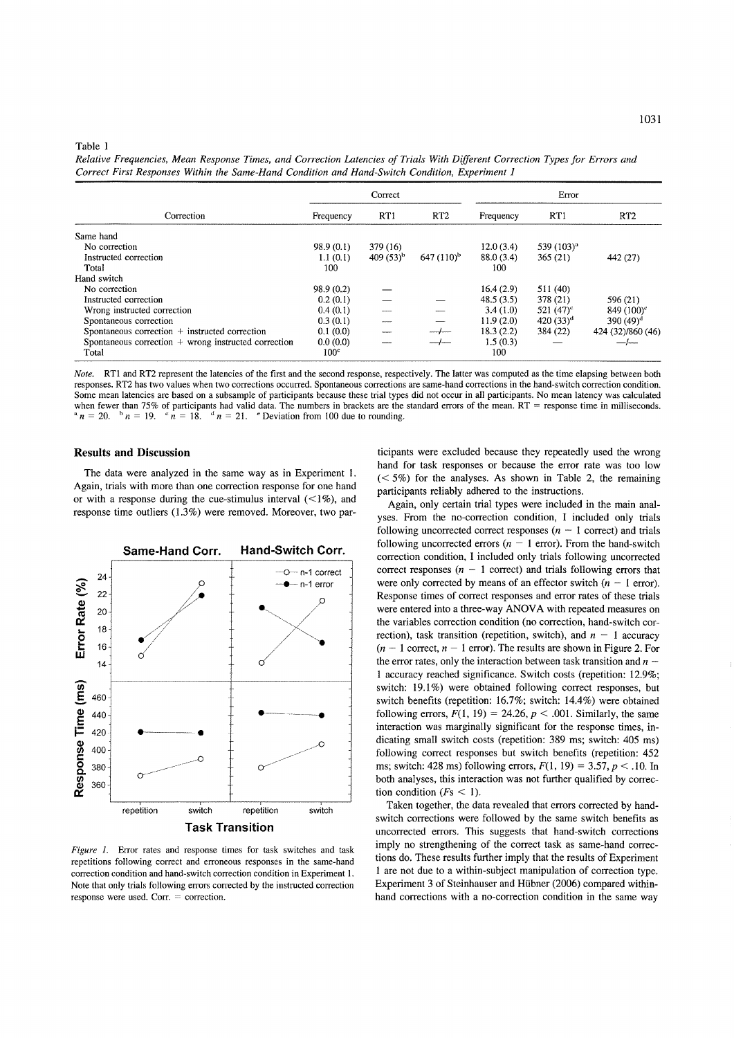Table 1

*Relative Frequencies, Mean Response Times, and Correction Latencies of Trials With Different Correction Types for Errors and Correct First Responses Within the Same-Hand Condition and Hand-Switch Condition, Experiment 1*

| Correction | Correct | | | Error | | |
|---|---|---|---|---|---|---|
| | Frequency | RT1 | RT2 | Frequency | RT1 | RT2 |
| Same hand | | | | | | |
| No correction | 98.9 (0.1) | 379 (16) | | 12.0 (3.4) | 539 (103)[a] | |
| Instructed correction | 1.1 (0.1) | 409 (53)[b] | 647 (110)[b] | 88.0 (3.4) | 365 (21) | 442 (27) |
| Total | 100 | | | 100 | | |
| Hand switch | | | | | | |
| No correction | 98.9 (0.2) | — | | 16.4 (2.9) | 511 (40) | |
| Instructed correction | 0.2 (0.1) | — | — | 48.5 (3.5) | 378 (21) | 596 (21) |
| Wrong instructed correction | 0.4 (0.1) | — | — | 3.4 (1.0) | 521 (47)[c] | 849 (100)[c] |
| Spontaneous correction | 0.3 (0.1) | — | — | 11.9 (2.0) | 420 (33)[d] | 390 (49)[d] |
| Spontaneous correction + instructed correction | 0.1 (0.0) | — | —/— | 18.3 (2.2) | 384 (22) | 424 (32)/860 (46) |
| Spontaneous correction + wrong instructed correction | 0.0 (0.0) | — | —/— | 1.5 (0.3) | — | —/— |
| Total | 100[e] | | | 100 | | |

*Note.* RT1 and RT2 represent the latencies of the first and the second response, respectively. The latter was computed as the time elapsing between both responses. RT2 has two values when two corrections occurred. Spontaneous corrections are same-hand corrections in the hand-switch correction condition. Some mean latencies are based on a subsample of participants because these trial types did not occur in all participants. No mean latency was calculated when fewer than 75% of participants had valid data. The numbers in brackets are the standard errors of the mean. RT = response time in milliseconds.
[a] $n = 20$. [b] $n = 19$. [c] $n = 18$. [d] $n = 21$. [e] Deviation from 100 due to rounding.

## Results and Discussion

The data were analyzed in the same way as in Experiment 1. Again, trials with more than one correction response for one hand or with a response during the cue-stimulus interval (<1%), and response time outliers (1.3%) were removed. Moreover, two participants were excluded because they repeatedly used the wrong hand for task responses or because the error rate was too low (< 5%) for the analyses. As shown in Table 2, the remaining participants reliably adhered to the instructions.

*Figure 1.* Error rates and response times for task switches and task repetitions following correct and erroneous responses in the same-hand correction condition and hand-switch correction condition in Experiment 1. Note that only trials following errors corrected by the instructed correction response were used. Corr. = correction.

Again, only certain trial types were included in the main analyses. From the no-correction condition, I included only trials following uncorrected correct responses ($n - 1$ correct) and trials following uncorrected errors ($n - 1$ error). From the hand-switch correction condition, I included only trials following uncorrected correct responses ($n - 1$ correct) and trials following errors that were only corrected by means of an effector switch ($n - 1$ error). Response times of correct responses and error rates of these trials were entered into a three-way ANOVA with repeated measures on the variables correction condition (no correction, hand-switch correction), task transition (repetition, switch), and $n - 1$ accuracy ($n - 1$ correct, $n - 1$ error). The results are shown in Figure 2. For the error rates, only the interaction between task transition and $n - 1$ accuracy reached significance. Switch costs (repetition: 12.9%; switch: 19.1%) were obtained following correct responses, but switch benefits (repetition: 16.7%; switch: 14.4%) were obtained following errors, $F(1, 19) = 24.26$, $p < .001$. Similarly, the same interaction was marginally significant for the response times, indicating small switch costs (repetition: 389 ms; switch: 405 ms) following correct responses but switch benefits (repetition: 452 ms; switch: 428 ms) following errors, $F(1, 19) = 3.57$, $p < .10$. In both analyses, this interaction was not further qualified by correction condition ($Fs < 1$).

Taken together, the data revealed that errors corrected by hand-switch corrections were followed by the same switch benefits as uncorrected errors. This suggests that hand-switch corrections imply no strengthening of the correct task as same-hand corrections do. These results further imply that the results of Experiment 1 are not due to a within-subject manipulation of correction type. Experiment 3 of Steinhauser and Hübner (2006) compared within-hand corrections with a no-correction condition in the same way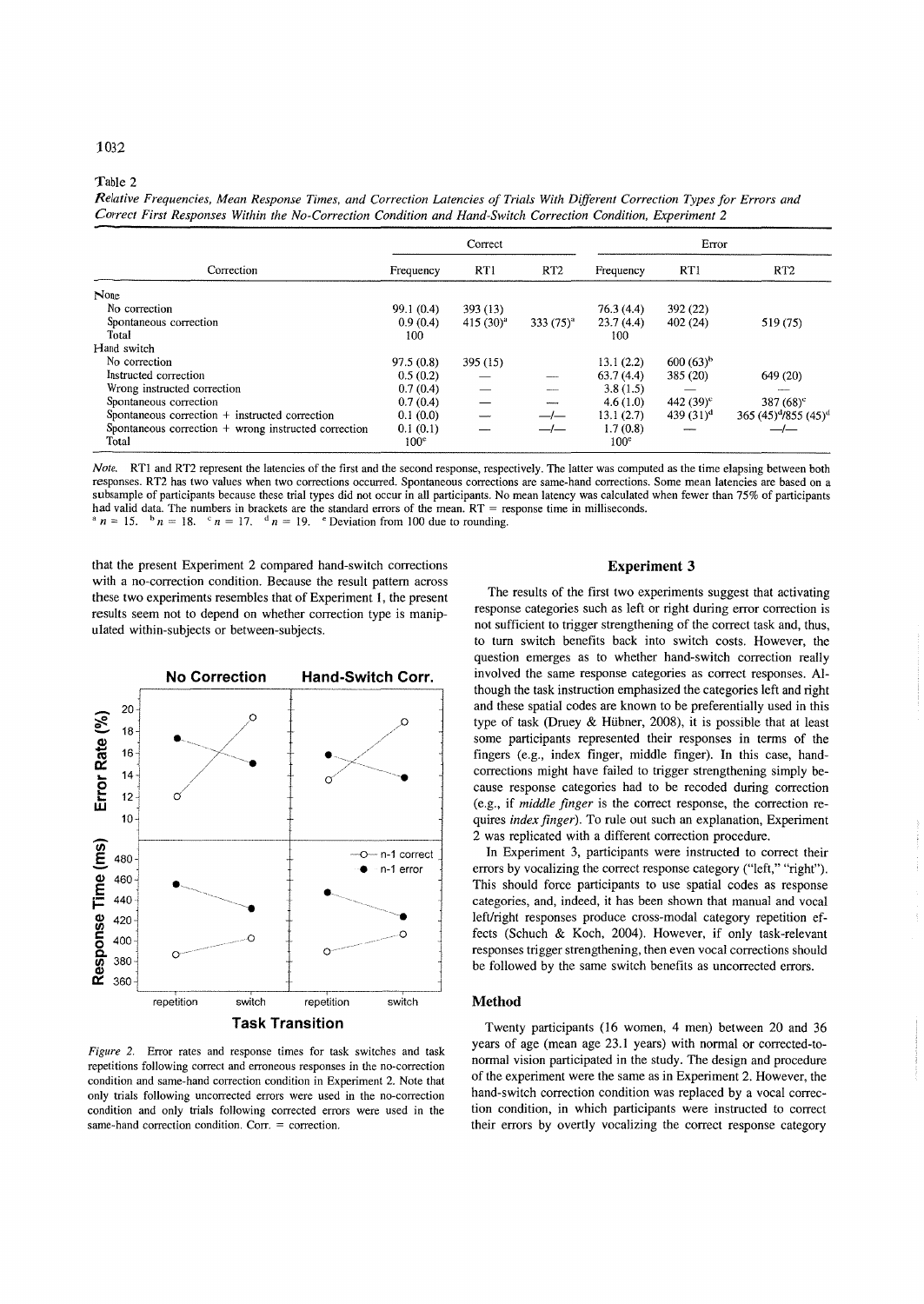Table 2

*Relative Frequencies, Mean Response Times, and Correction Latencies of Trials With Different Correction Types for Errors and Correct First Responses Within the No-Correction Condition and Hand-Switch Correction Condition, Experiment 2*

| Correction | Correct | | | Error | | |
|---|---|---|---|---|---|---|
| | Frequency | RT1 | RT2 | Frequency | RT1 | RT2 |
| None | | | | | | |
| No correction | 99.1 (0.4) | 393 (13) | | 76.3 (4.4) | 392 (22) | |
| Spontaneous correction | 0.9 (0.4) | 415 (30)[a] | 333 (75)[a] | 23.7 (4.4) | 402 (24) | 519 (75) |
| Total | 100 | | | 100 | | |
| Hand switch | | | | | | |
| No correction | 97.5 (0.8) | 395 (15) | | 13.1 (2.2) | 600 (63)[b] | |
| Instructed correction | 0.5 (0.2) | — | — | 63.7 (4.4) | 385 (20) | 649 (20) |
| Wrong instructed correction | 0.7 (0.4) | — | — | 3.8 (1.5) | — | — |
| Spontaneous correction | 0.7 (0.4) | — | — | 4.6 (1.0) | 442 (39)[c] | 387 (68)[c] |
| Spontaneous correction + instructed correction | 0.1 (0.0) | — | —/— | 13.1 (2.7) | 439 (31)[d] | 365 (45)[d]/855 (45)[d] |
| Spontaneous correction + wrong instructed correction | 0.1 (0.1) | — | —/— | 1.7 (0.8) | — | —/— |
| Total | 100[e] | | | 100[e] | | |

*Note.* RT1 and RT2 represent the latencies of the first and the second response, respectively. The latter was computed as the time elapsing between both responses. RT2 has two values when two corrections occurred. Spontaneous corrections are same-hand corrections. Some mean latencies are based on a subsample of participants because these trial types did not occur in all participants. No mean latency was calculated when fewer than 75% of participants had valid data. The numbers in brackets are the standard errors of the mean. RT = response time in milliseconds.
[a] $n = 15$. [b] $n = 18$. [c] $n = 17$. [d] $n = 19$. [e] Deviation from 100 due to rounding.

that the present Experiment 2 compared hand-switch corrections with a no-correction condition. Because the result pattern across these two experiments resembles that of Experiment 1, the present results seem not to depend on whether correction type is manipulated within-subjects or between-subjects.

*Figure 2.* Error rates and response times for task switches and task repetitions following correct and erroneous responses in the no-correction condition and same-hand correction condition in Experiment 2. Note that only trials following uncorrected errors were used in the no-correction condition and only trials following corrected errors were used in the same-hand correction condition. Corr. = correction.

## Experiment 3

The results of the first two experiments suggest that activating response categories such as left or right during error correction is not sufficient to trigger strengthening of the correct task and, thus, to turn switch benefits back into switch costs. However, the question emerges as to whether hand-switch correction really involved the same response categories as correct responses. Although the task instruction emphasized the categories left and right and these spatial codes are known to be preferentially used in this type of task (Druey & Hübner, 2008), it is possible that at least some participants represented their responses in terms of the fingers (e.g., index finger, middle finger). In this case, hand-corrections might have failed to trigger strengthening simply because response categories had to be recoded during correction (e.g., if *middle finger* is the correct response, the correction requires *index finger*). To rule out such an explanation, Experiment 2 was replicated with a different correction procedure.

In Experiment 3, participants were instructed to correct their errors by vocalizing the correct response category ("left," "right"). This should force participants to use spatial codes as response categories, and, indeed, it has been shown that manual and vocal left/right responses produce cross-modal category repetition effects (Schuch & Koch, 2004). However, if only task-relevant responses trigger strengthening, then even vocal corrections should be followed by the same switch benefits as uncorrected errors.

### Method

Twenty participants (16 women, 4 men) between 20 and 36 years of age (mean age 23.1 years) with normal or corrected-to-normal vision participated in the study. The design and procedure of the experiment were the same as in Experiment 2. However, the hand-switch correction condition was replaced by a vocal correction condition, in which participants were instructed to correct their errors by overtly vocalizing the correct response category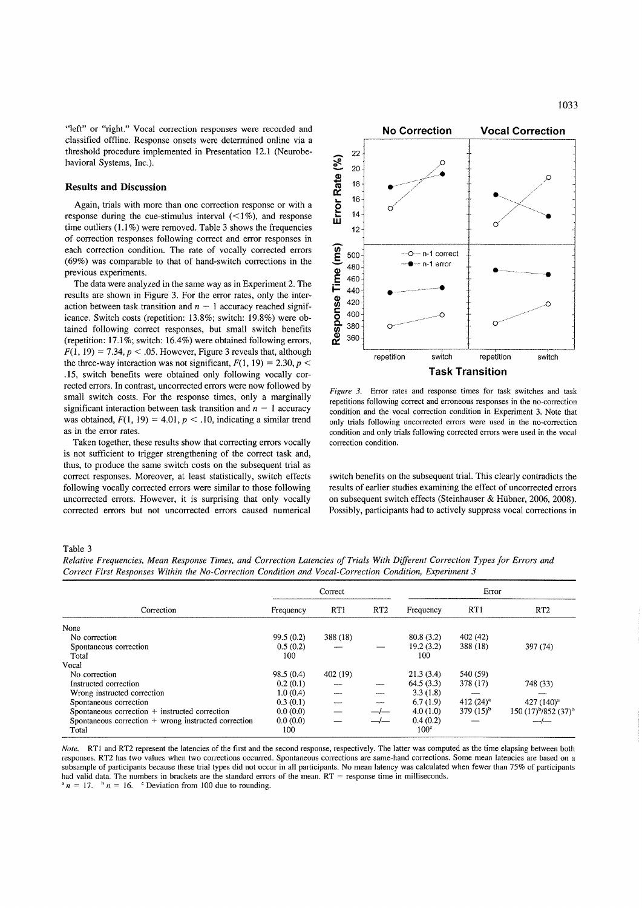"left" or "right." Vocal correction responses were recorded and classified offline. Response onsets were determined online via a threshold procedure implemented in Presentation 12.1 (Neurobehavioral Systems, Inc.).

### Results and Discussion

Again, trials with more than one correction response or with a response during the cue-stimulus interval (<1%), and response time outliers (1.1%) were removed. Table 3 shows the frequencies of correction responses following correct and error responses in each correction condition. The rate of vocally corrected errors (69%) was comparable to that of hand-switch corrections in the previous experiments.

The data were analyzed in the same way as in Experiment 2. The results are shown in Figure 3. For the error rates, only the interaction between task transition and $n - 1$ accuracy reached significance. Switch costs (repetition: 13.8%; switch: 19.8%) were obtained following correct responses, but small switch benefits (repetition: 17.1%; switch: 16.4%) were obtained following errors, $F(1, 19) = 7.34$, $p < .05$. However, Figure 3 reveals that, although the three-way interaction was not significant, $F(1, 19) = 2.30$, $p < .15$, switch benefits were obtained only following vocally corrected errors. In contrast, uncorrected errors were now followed by small switch costs. For the response times, only a marginally significant interaction between task transition and $n - 1$ accuracy was obtained, $F(1, 19) = 4.01$, $p < .10$, indicating a similar trend as in the error rates.

Taken together, these results show that correcting errors vocally is not sufficient to trigger strengthening of the correct task and, thus, to produce the same switch costs on the subsequent trial as correct responses. Moreover, at least statistically, switch effects following vocally corrected errors were similar to those following uncorrected errors. However, it is surprising that only vocally corrected errors but not uncorrected errors caused numerical switch benefits on the subsequent trial. This clearly contradicts the results of earlier studies examining the effect of uncorrected errors on subsequent switch effects (Steinhauser & Hübner, 2006, 2008). Possibly, participants had to actively suppress vocal corrections in

*Figure 3.* Error rates and response times for task switches and task repetitions following correct and erroneous responses in the no-correction condition and the vocal correction condition in Experiment 3. Note that only trials following uncorrected errors were used in the no-correction condition and only trials following corrected errors were used in the vocal correction condition.

Table 3
*Relative Frequencies, Mean Response Times, and Correction Latencies of Trials With Different Correction Types for Errors and Correct First Responses Within the No-Correction Condition and Vocal-Correction Condition, Experiment 3*

| Correction | Correct | | | Error | | |
|---|---|---|---|---|---|---|
| | Frequency | RT1 | RT2 | Frequency | RT1 | RT2 |
| None | | | | | | |
| No correction | 99.5 (0.2) | 388 (18) | | 80.8 (3.2) | 402 (42) | |
| Spontaneous correction | 0.5 (0.2) | — | — | 19.2 (3.2) | 388 (18) | 397 (74) |
| Total | 100 | | | 100 | | |
| Vocal | | | | | | |
| No correction | 98.5 (0.4) | 402 (19) | | 21.3 (3.4) | 540 (59) | |
| Instructed correction | 0.2 (0.1) | — | — | 64.5 (3.3) | 378 (17) | 748 (33) |
| Wrong instructed correction | 1.0 (0.4) | — | — | 3.3 (1.8) | — | — |
| Spontaneous correction | 0.3 (0.1) | — | — | 6.7 (1.9) | 412 (24)[a] | 427 (140)[a] |
| Spontaneous correction + instructed correction | 0.0 (0.0) | — | —/— | 4.0 (1.0) | 379 (15)[b] | 150 (17)[b]/852 (37)[b] |
| Spontaneous correction + wrong instructed correction | 0.0 (0.0) | — | —/— | 0.4 (0.2) | — | —/— |
| Total | 100 | | | 100[c] | | |

*Note.* RT1 and RT2 represent the latencies of the first and the second response, respectively. The latter was computed as the time elapsing between both responses. RT2 has two values when two corrections occurred. Spontaneous corrections are same-hand corrections. Some mean latencies are based on a subsample of participants because these trial types did not occur in all participants. No mean latency was calculated when fewer than 75% of participants had valid data. The numbers in brackets are the standard errors of the mean. RT = response time in milliseconds.
[a] $n = 17$. [b] $n = 16$. [c] Deviation from 100 due to rounding.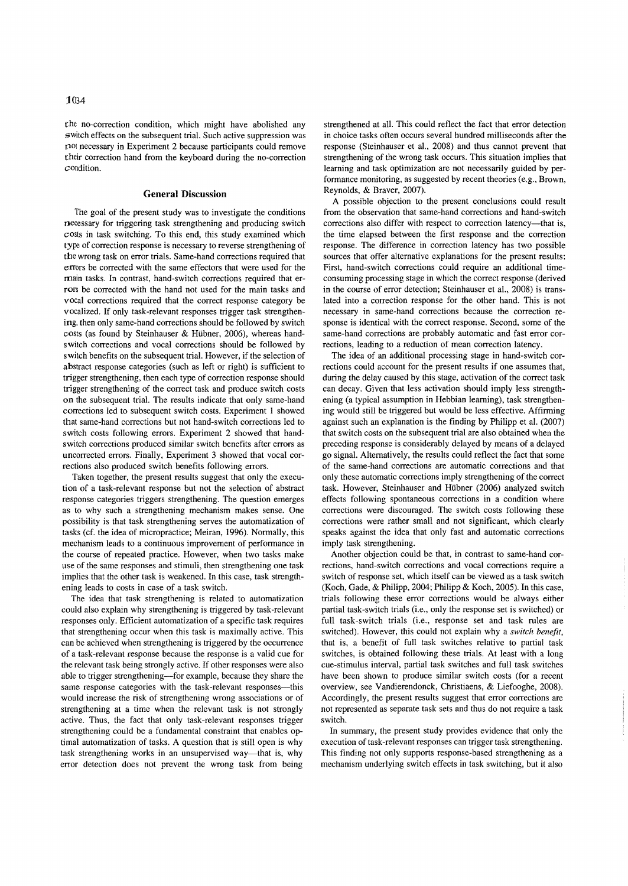the no-correction condition, which might have abolished any switch effects on the subsequent trial. Such active suppression was not necessary in Experiment 2 because participants could remove their correction hand from the keyboard during the no-correction condition.

## General Discussion

The goal of the present study was to investigate the conditions necessary for triggering task strengthening and producing switch costs in task switching. To this end, this study examined which type of correction response is necessary to reverse strengthening of the wrong task on error trials. Same-hand corrections required that errors be corrected with the same effectors that were used for the main tasks. In contrast, hand-switch corrections required that errors be corrected with the hand not used for the main tasks and vocal corrections required that the correct response category be vocalized. If only task-relevant responses trigger task strengthening, then only same-hand corrections should be followed by switch costs (as found by Steinhauser & Hübner, 2006), whereas hand-switch corrections and vocal corrections should be followed by switch benefits on the subsequent trial. However, if the selection of abstract response categories (such as left or right) is sufficient to trigger strengthening, then each type of correction response should trigger strengthening of the correct task and produce switch costs on the subsequent trial. The results indicate that only same-hand corrections led to subsequent switch costs. Experiment 1 showed that same-hand corrections but not hand-switch corrections led to switch costs following errors. Experiment 2 showed that hand-switch corrections produced similar switch benefits after errors as uncorrected errors. Finally, Experiment 3 showed that vocal corrections also produced switch benefits following errors.

Taken together, the present results suggest that only the execution of a task-relevant response but not the selection of abstract response categories triggers strengthening. The question emerges as to why such a strengthening mechanism makes sense. One possibility is that task strengthening serves the automatization of tasks (cf. the idea of micropractice; Meiran, 1996). Normally, this mechanism leads to a continuous improvement of performance in the course of repeated practice. However, when two tasks make use of the same responses and stimuli, then strengthening one task implies that the other task is weakened. In this case, task strengthening leads to costs in case of a task switch.

The idea that task strengthening is related to automatization could also explain why strengthening is triggered by task-relevant responses only. Efficient automatization of a specific task requires that strengthening occur when this task is maximally active. This can be achieved when strengthening is triggered by the occurrence of a task-relevant response because the response is a valid cue for the relevant task being strongly active. If other responses were also able to trigger strengthening—for example, because they share the same response categories with the task-relevant responses—this would increase the risk of strengthening wrong associations or of strengthening at a time when the relevant task is not strongly active. Thus, the fact that only task-relevant responses trigger strengthening could be a fundamental constraint that enables optimal automatization of tasks. A question that is still open is why task strengthening works in an unsupervised way—that is, why error detection does not prevent the wrong task from being strengthened at all. This could reflect the fact that error detection in choice tasks often occurs several hundred milliseconds after the response (Steinhauser et al., 2008) and thus cannot prevent that strengthening of the wrong task occurs. This situation implies that learning and task optimization are not necessarily guided by performance monitoring, as suggested by recent theories (e.g., Brown, Reynolds, & Braver, 2007).

A possible objection to the present conclusions could result from the observation that same-hand corrections and hand-switch corrections also differ with respect to correction latency—that is, the time elapsed between the first response and the correction response. The difference in correction latency has two possible sources that offer alternative explanations for the present results: First, hand-switch corrections could require an additional time-consuming processing stage in which the correct response (derived in the course of error detection; Steinhauser et al., 2008) is translated into a correction response for the other hand. This is not necessary in same-hand corrections because the correction response is identical with the correct response. Second, some of the same-hand corrections are probably automatic and fast error corrections, leading to a reduction of mean correction latency.

The idea of an additional processing stage in hand-switch corrections could account for the present results if one assumes that, during the delay caused by this stage, activation of the correct task can decay. Given that less activation should imply less strengthening (a typical assumption in Hebbian learning), task strengthening would still be triggered but would be less effective. Affirming against such an explanation is the finding by Philipp et al. (2007) that switch costs on the subsequent trial are also obtained when the preceding response is considerably delayed by means of a delayed go signal. Alternatively, the results could reflect the fact that some of the same-hand corrections are automatic corrections and that only these automatic corrections imply strengthening of the correct task. However, Steinhauser and Hübner (2006) analyzed switch effects following spontaneous corrections in a condition where corrections were discouraged. The switch costs following these corrections were rather small and not significant, which clearly speaks against the idea that only fast and automatic corrections imply task strengthening.

Another objection could be that, in contrast to same-hand corrections, hand-switch corrections and vocal corrections require a switch of response set, which itself can be viewed as a task switch (Koch, Gade, & Philipp, 2004; Philipp & Koch, 2005). In this case, trials following these error corrections would be always either partial task-switch trials (i.e., only the response set is switched) or full task-switch trials (i.e., response set and task rules are switched). However, this could not explain why a *switch benefit*, that is, a benefit of full task switches relative to partial task switches, is obtained following these trials. At least with a long cue-stimulus interval, partial task switches and full task switches have been shown to produce similar switch costs (for a recent overview, see Vandierendonck, Christiaens, & Liefooghe, 2008). Accordingly, the present results suggest that error corrections are not represented as separate task sets and thus do not require a task switch.

In summary, the present study provides evidence that only the execution of task-relevant responses can trigger task strengthening. This finding not only supports response-based strengthening as a mechanism underlying switch effects in task switching, but it also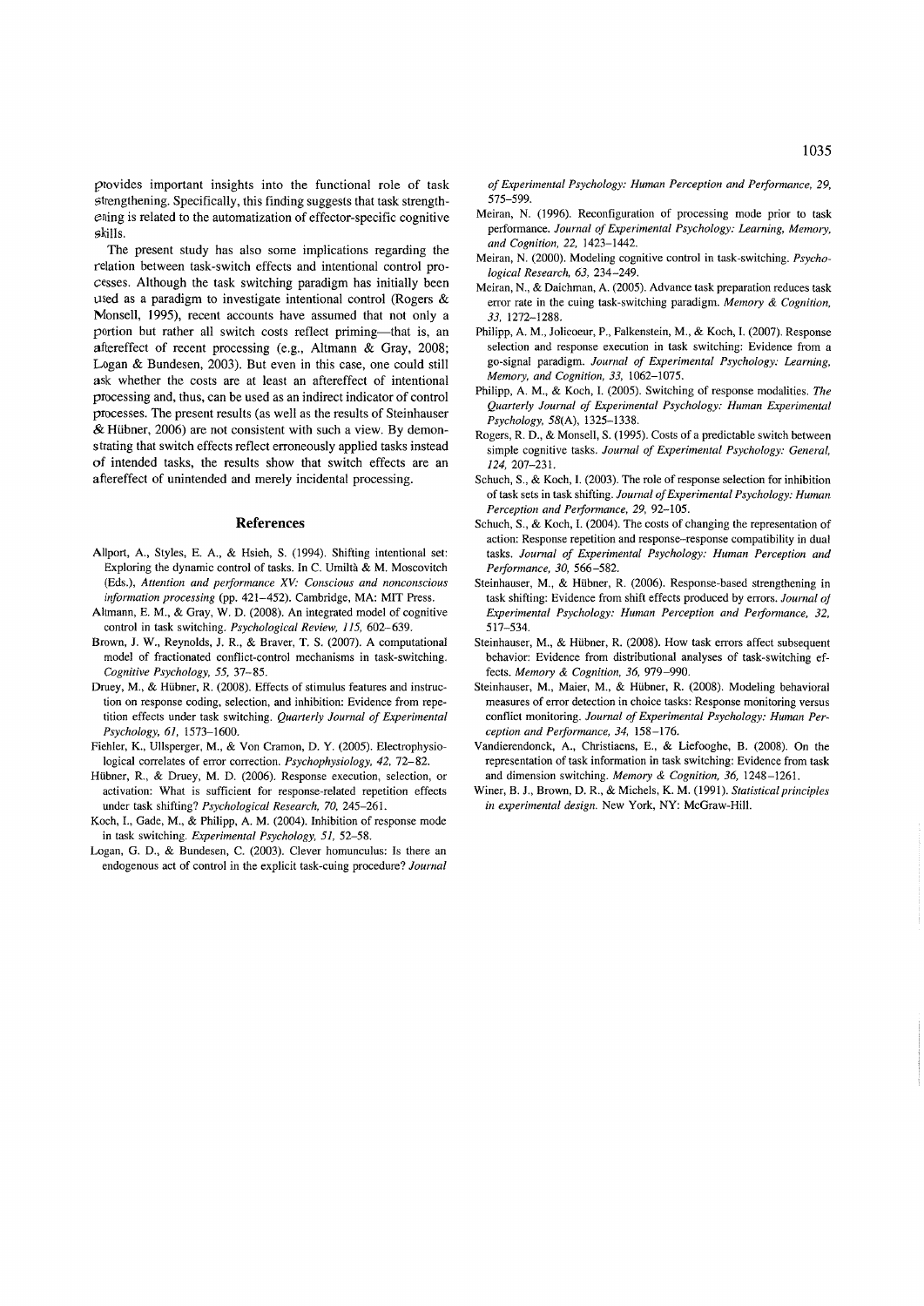provides important insights into the functional role of task strengthening. Specifically, this finding suggests that task strengthening is related to the automatization of effector-specific cognitive skills.

The present study has also some implications regarding the relation between task-switch effects and intentional control processes. Although the task switching paradigm has initially been used as a paradigm to investigate intentional control (Rogers & Monsell, 1995), recent accounts have assumed that not only a portion but rather all switch costs reflect priming—that is, an aftereffect of recent processing (e.g., Altmann & Gray, 2008; Logan & Bundesen, 2003). But even in this case, one could still ask whether the costs are at least an aftereffect of intentional processing and, thus, can be used as an indirect indicator of control processes. The present results (as well as the results of Steinhauser & Hübner, 2006) are not consistent with such a view. By demonstrating that switch effects reflect erroneously applied tasks instead of intended tasks, the results show that switch effects are an aftereffect of unintended and merely incidental processing.

## References

Allport, A., Styles, E. A., & Hsieh, S. (1994). Shifting intentional set: Exploring the dynamic control of tasks. In C. Umiltà & M. Moscovitch (Eds.), *Attention and performance XV: Conscious and nonconscious information processing* (pp. 421–452). Cambridge, MA: MIT Press.

Altmann, E. M., & Gray, W. D. (2008). An integrated model of cognitive control in task switching. *Psychological Review, 115,* 602–639.

Brown, J. W., Reynolds, J. R., & Braver, T. S. (2007). A computational model of fractionated conflict-control mechanisms in task-switching. *Cognitive Psychology, 55,* 37–85.

Druey, M., & Hübner, R. (2008). Effects of stimulus features and instruction on response coding, selection, and inhibition: Evidence from repetition effects under task switching. *Quarterly Journal of Experimental Psychology, 61,* 1573–1600.

Fiehler, K., Ullsperger, M., & Von Cramon, D. Y. (2005). Electrophysiological correlates of error correction. *Psychophysiology, 42,* 72–82.

Hübner, R., & Druey, M. D. (2006). Response execution, selection, or activation: What is sufficient for response-related repetition effects under task shifting? *Psychological Research, 70,* 245–261.

Koch, I., Gade, M., & Philipp, A. M. (2004). Inhibition of response mode in task switching. *Experimental Psychology, 51,* 52–58.

Logan, G. D., & Bundesen, C. (2003). Clever homunculus: Is there an endogenous act of control in the explicit task-cuing procedure? *Journal of Experimental Psychology: Human Perception and Performance, 29,* 575–599.

Meiran, N. (1996). Reconfiguration of processing mode prior to task performance. *Journal of Experimental Psychology: Learning, Memory, and Cognition, 22,* 1423–1442.

Meiran, N. (2000). Modeling cognitive control in task-switching. *Psychological Research, 63,* 234–249.

Meiran, N., & Daichman, A. (2005). Advance task preparation reduces task error rate in the cuing task-switching paradigm. *Memory & Cognition, 33,* 1272–1288.

Philipp, A. M., Jolicoeur, P., Falkenstein, M., & Koch, I. (2007). Response selection and response execution in task switching: Evidence from a go-signal paradigm. *Journal of Experimental Psychology: Learning, Memory, and Cognition, 33,* 1062–1075.

Philipp, A. M., & Koch, I. (2005). Switching of response modalities. *The Quarterly Journal of Experimental Psychology: Human Experimental Psychology, 58*(A), 1325–1338.

Rogers, R. D., & Monsell, S. (1995). Costs of a predictable switch between simple cognitive tasks. *Journal of Experimental Psychology: General, 124,* 207–231.

Schuch, S., & Koch, I. (2003). The role of response selection for inhibition of task sets in task shifting. *Journal of Experimental Psychology: Human Perception and Performance, 29,* 92–105.

Schuch, S., & Koch, I. (2004). The costs of changing the representation of action: Response repetition and response–response compatibility in dual tasks. *Journal of Experimental Psychology: Human Perception and Performance, 30,* 566–582.

Steinhauser, M., & Hübner, R. (2006). Response-based strengthening in task shifting: Evidence from shift effects produced by errors. *Journal of Experimental Psychology: Human Perception and Performance, 32,* 517–534.

Steinhauser, M., & Hübner, R. (2008). How task errors affect subsequent behavior: Evidence from distributional analyses of task-switching effects. *Memory & Cognition, 36,* 979–990.

Steinhauser, M., Maier, M., & Hübner, R. (2008). Modeling behavioral measures of error detection in choice tasks: Response monitoring versus conflict monitoring. *Journal of Experimental Psychology: Human Perception and Performance, 34,* 158–176.

Vandierendonck, A., Christiaens, E., & Liefooghe, B. (2008). On the representation of task information in task switching: Evidence from task and dimension switching. *Memory & Cognition, 36,* 1248–1261.

Winer, B. J., Brown, D. R., & Michels, K. M. (1991). *Statistical principles in experimental design.* New York, NY: McGraw-Hill.